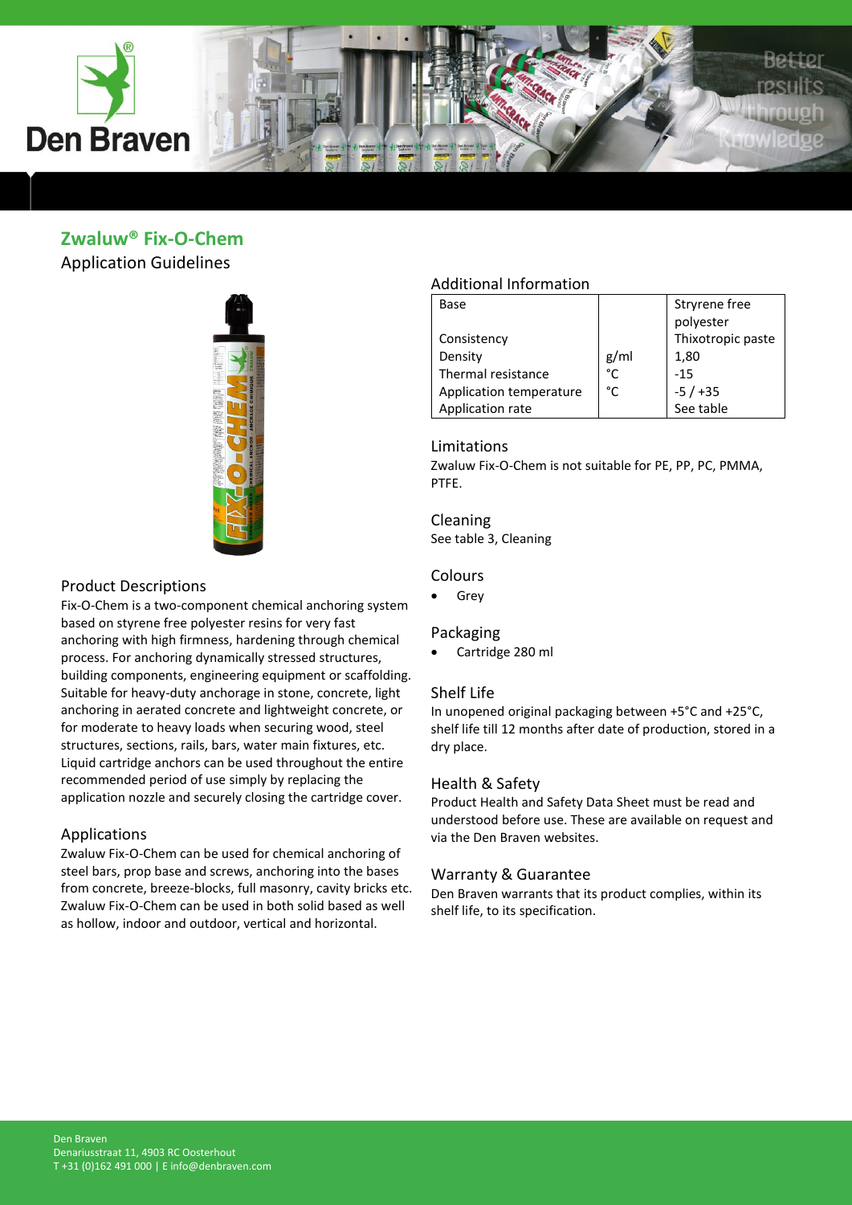# Zwaluw® Fix-O-Chem

Application Guidelines

## Product Descriptions

Fix-O-Chem is a two-component chemical anchoring system based on styrene free polyester resins for very fast anchoring with high firmness, hardening through chemical process. For anchoring dynamically stressed structures, building components, engineering equipment or scaffolding. Suitable for heavy-duty anchorage in stone, concrete, light anchoring in aerated concrete and lightweight concrete, or for moderate to heavy loads when securing wood, steel structures, sections, rails, bars, water main fixtures, etc. Liquid cartridge anchors can be used throughout the entire recommended period of use simply by replacing the application nozzle and securely closing the cartridge cover.

## Applications

Zwaluw Fix-O-Chem can be used for chemical anchoring of steel bars, prop base and screws, anchoring into the bases from concrete, breeze-blocks, full masonry, cavity bricks etc. Zwaluw Fix-O-Chem can be used in both solid based as well as hollow, indoor and outdoor, vertical and horizontal.

## Additional Information

| | | |
|---|---|---|
| Base | | Stryrene free polyester |
| Consistency | | Thixotropic paste |
| Density | g/ml | 1,80 |
| Thermal resistance | °C | -15 |
| Application temperature | °C | -5 / +35 |
| Application rate | | See table |

## Limitations

Zwaluw Fix-O-Chem is not suitable for PE, PP, PC, PMMA, PTFE.

## Cleaning

See table 3, Cleaning

## Colours

- Grey

## Packaging

- Cartridge 280 ml

## Shelf Life

In unopened original packaging between +5°C and +25°C, shelf life till 12 months after date of production, stored in a dry place.

## Health & Safety

Product Health and Safety Data Sheet must be read and understood before use. These are available on request and via the Den Braven websites.

## Warranty & Guarantee

Den Braven warrants that its product complies, within its shelf life, to its specification.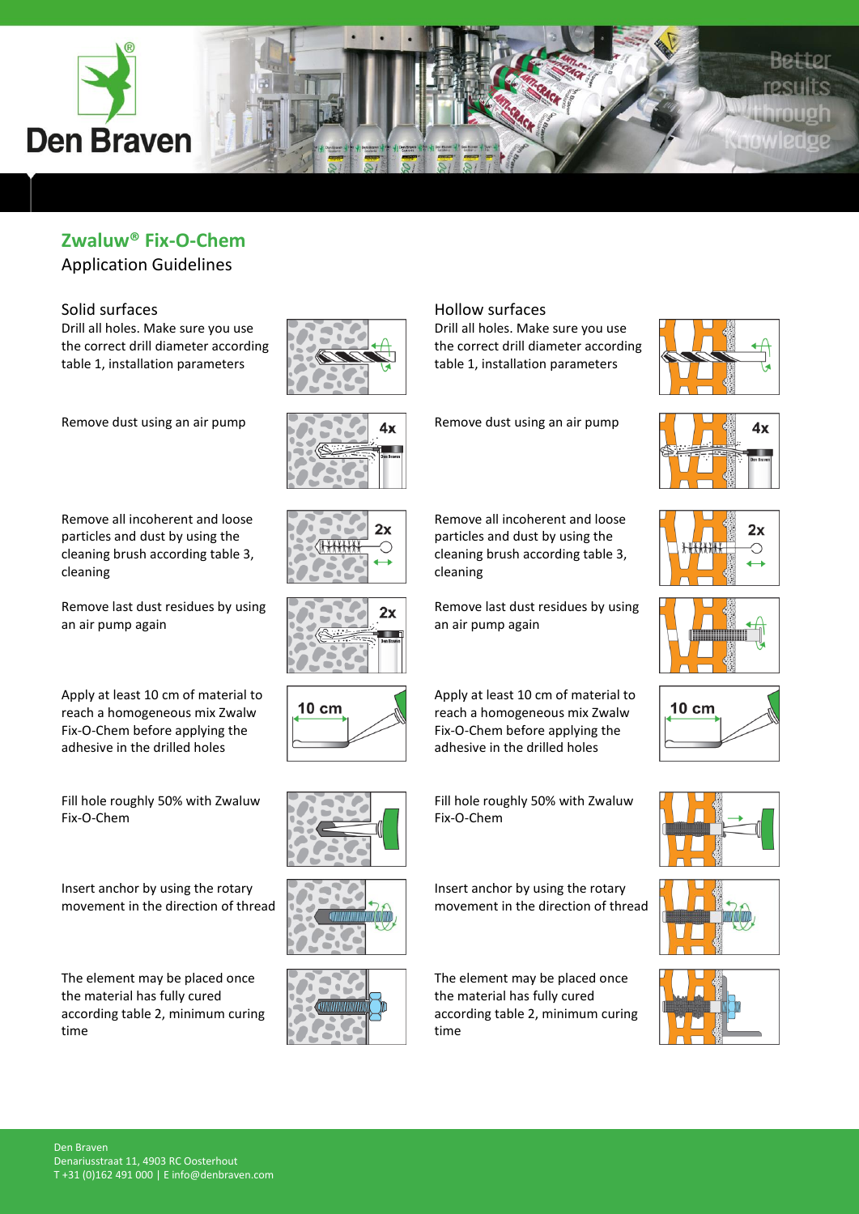## Zwaluw® Fix-O-Chem

Application Guidelines

### Solid surfaces

Drill all holes. Make sure you use the correct drill diameter according table 1, installation parameters

Remove dust using an air pump

Remove all incoherent and loose particles and dust by using the cleaning brush according table 3, cleaning

Remove last dust residues by using an air pump again

Apply at least 10 cm of material to reach a homogeneous mix Zwalw Fix-O-Chem before applying the adhesive in the drilled holes

Fill hole roughly 50% with Zwaluw Fix-O-Chem

Insert anchor by using the rotary movement in the direction of thread

The element may be placed once the material has fully cured according table 2, minimum curing time

### Hollow surfaces

Drill all holes. Make sure you use the correct drill diameter according table 1, installation parameters

Remove dust using an air pump

Remove all incoherent and loose particles and dust by using the cleaning brush according table 3, cleaning

Remove last dust residues by using an air pump again

Apply at least 10 cm of material to reach a homogeneous mix Zwalw Fix-O-Chem before applying the adhesive in the drilled holes

Fill hole roughly 50% with Zwaluw Fix-O-Chem

Insert anchor by using the rotary movement in the direction of thread

The element may be placed once the material has fully cured according table 2, minimum curing time

Den Braven
Denariusstraat 11, 4903 RC Oosterhout
T +31 (0)162 491 000 | E info@denbraven.com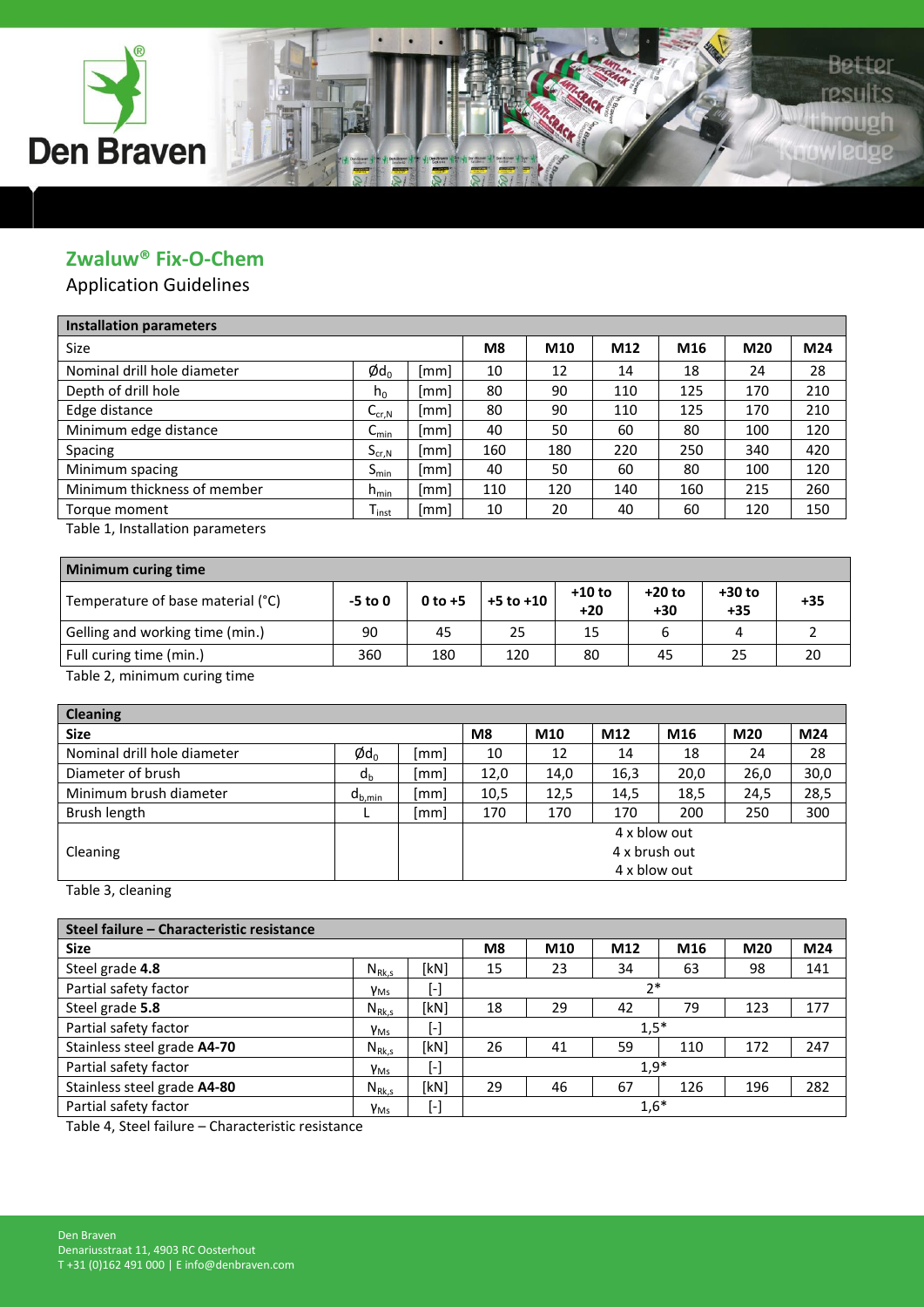## Zwaluw® Fix-O-Chem

Application Guidelines

| Installation parameters | | | | | | | | |
|---|---|---|---|---|---|---|---|---|
| Size | | | M8 | M10 | M12 | M16 | M20 | M24 |
| Nominal drill hole diameter | $Ød_0$ | [mm] | 10 | 12 | 14 | 18 | 24 | 28 |
| Depth of drill hole | $h_0$ | [mm] | 80 | 90 | 110 | 125 | 170 | 210 |
| Edge distance | $C_{cr,N}$ | [mm] | 80 | 90 | 110 | 125 | 170 | 210 |
| Minimum edge distance | $C_{min}$ | [mm] | 40 | 50 | 60 | 80 | 100 | 120 |
| Spacing | $S_{cr,N}$ | [mm] | 160 | 180 | 220 | 250 | 340 | 420 |
| Minimum spacing | $S_{min}$ | [mm] | 40 | 50 | 60 | 80 | 100 | 120 |
| Minimum thickness of member | $h_{min}$ | [mm] | 110 | 120 | 140 | 160 | 215 | 260 |
| Torque moment | $T_{inst}$ | [mm] | 10 | 20 | 40 | 60 | 120 | 150 |

Table 1, Installation parameters

| Minimum curing time | | | | | | | |
|---|---|---|---|---|---|---|---|
| Temperature of base material (°C) | -5 to 0 | 0 to +5 | +5 to +10 | +10 to +20 | +20 to +30 | +30 to +35 | +35 |
| Gelling and working time (min.) | 90 | 45 | 25 | 15 | 6 | 4 | 2 |
| Full curing time (min.) | 360 | 180 | 120 | 80 | 45 | 25 | 20 |

Table 2, minimum curing time

| Cleaning | | | | | | | | |
|---|---|---|---|---|---|---|---|---|
| Size | | | M8 | M10 | M12 | M16 | M20 | M24 |
| Nominal drill hole diameter | $Ød_0$ | [mm] | 10 | 12 | 14 | 18 | 24 | 28 |
| Diameter of brush | $d_b$ | [mm] | 12,0 | 14,0 | 16,3 | 20,0 | 26,0 | 30,0 |
| Minimum brush diameter | $d_{b,min}$ | [mm] | 10,5 | 12,5 | 14,5 | 18,5 | 24,5 | 28,5 |
| Brush length | L | [mm] | 170 | 170 | 170 | 200 | 250 | 300 |
| Cleaning | | | 4 x blow out<br>4 x brush out<br>4 x blow out | | | | | |

Table 3, cleaning

| Steel failure – Characteristic resistance | | | | | | | | |
|---|---|---|---|---|---|---|---|---|
| Size | | | M8 | M10 | M12 | M16 | M20 | M24 |
| Steel grade **4.8** | $N_{Rk,s}$ | [kN] | 15 | 23 | 34 | 63 | 98 | 141 |
| Partial safety factor | $\gamma_{Ms}$ | [-] | 2* | | | | | |
| Steel grade **5.8** | $N_{Rk,s}$ | [kN] | 18 | 29 | 42 | 79 | 123 | 177 |
| Partial safety factor | $\gamma_{Ms}$ | [-] | 1,5* | | | | | |
| Stainless steel grade **A4-70** | $N_{Rk,s}$ | [kN] | 26 | 41 | 59 | 110 | 172 | 247 |
| Partial safety factor | $\gamma_{Ms}$ | [-] | 1,9* | | | | | |
| Stainless steel grade **A4-80** | $N_{Rk,s}$ | [kN] | 29 | 46 | 67 | 126 | 196 | 282 |
| Partial safety factor | $\gamma_{Ms}$ | [-] | 1,6* | | | | | |

Table 4, Steel failure – Characteristic resistance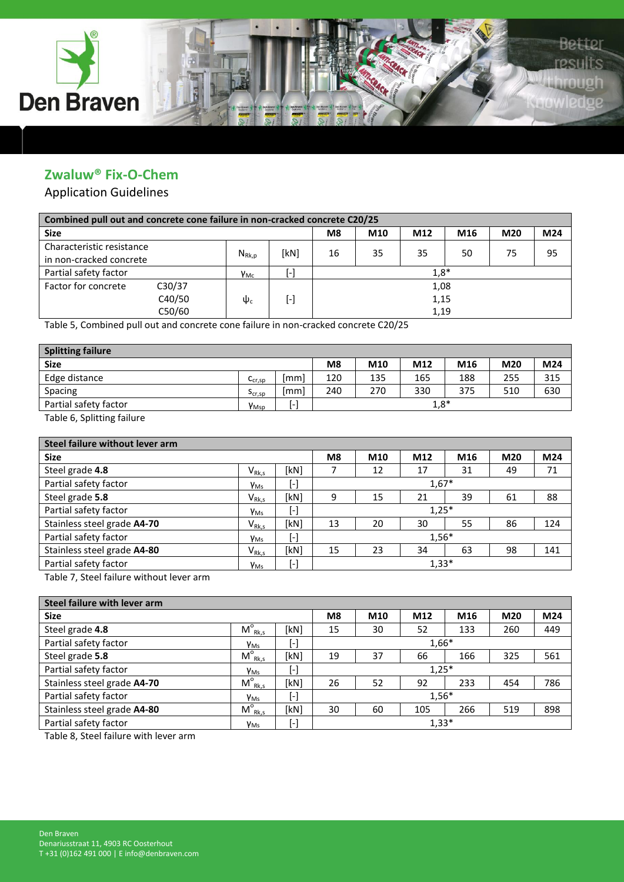## Zwaluw® Fix-O-Chem

Application Guidelines

| Combined pull out and concrete cone failure in non-cracked concrete C20/25 | | | | | | | | | |
|---|---|---|---|---|---|---|---|---|---|
| **Size** | | | | **M8** | **M10** | **M12** | **M16** | **M20** | **M24** |
| Characteristic resistance in non-cracked concrete | | $N_{Rk,p}$ | [kN] | 16 | 35 | 35 | 50 | 75 | 95 |
| Partial safety factor | | $\gamma_{Mc}$ | [-] | 1,8* | | | | | |
| Factor for concrete | C30/37 | $\psi_c$ | [-] | 1,08 | | | | | |
| | C40/50 | | | 1,15 | | | | | |
| | C50/60 | | | 1,19 | | | | | |

Table 5, Combined pull out and concrete cone failure in non-cracked concrete C20/25

| Splitting failure | | | | | | | | |
|---|---|---|---|---|---|---|---|---|
| **Size** | | | **M8** | **M10** | **M12** | **M16** | **M20** | **M24** |
| Edge distance | $c_{cr,sp}$ | [mm] | 120 | 135 | 165 | 188 | 255 | 315 |
| Spacing | $s_{cr,sp}$ | [mm] | 240 | 270 | 330 | 375 | 510 | 630 |
| Partial safety factor | $\gamma_{Msp}$ | [-] | 1,8* | | | | | |

Table 6, Splitting failure

| Steel failure without lever arm | | | | | | | | |
|---|---|---|---|---|---|---|---|---|
| **Size** | | | **M8** | **M10** | **M12** | **M16** | **M20** | **M24** |
| Steel grade **4.8** | $V_{Rk,s}$ | [kN] | 7 | 12 | 17 | 31 | 49 | 71 |
| Partial safety factor | $\gamma_{Ms}$ | [-] | 1,67* | | | | | |
| Steel grade **5.8** | $V_{Rk,s}$ | [kN] | 9 | 15 | 21 | 39 | 61 | 88 |
| Partial safety factor | $\gamma_{Ms}$ | [-] | 1,25* | | | | | |
| Stainless steel grade **A4-70** | $V_{Rk,s}$ | [kN] | 13 | 20 | 30 | 55 | 86 | 124 |
| Partial safety factor | $\gamma_{Ms}$ | [-] | 1,56* | | | | | |
| Stainless steel grade **A4-80** | $V_{Rk,s}$ | [kN] | 15 | 23 | 34 | 63 | 98 | 141 |
| Partial safety factor | $\gamma_{Ms}$ | [-] | 1,33* | | | | | |

Table 7, Steel failure without lever arm

| Steel failure with lever arm | | | | | | | | |
|---|---|---|---|---|---|---|---|---|
| **Size** | | | **M8** | **M10** | **M12** | **M16** | **M20** | **M24** |
| Steel grade **4.8** | $M^{o}_{Rk,s}$ | [kN] | 15 | 30 | 52 | 133 | 260 | 449 |
| Partial safety factor | $\gamma_{Ms}$ | [-] | 1,66* | | | | | |
| Steel grade **5.8** | $M^{o}_{Rk,s}$ | [kN] | 19 | 37 | 66 | 166 | 325 | 561 |
| Partial safety factor | $\gamma_{Ms}$ | [-] | 1,25* | | | | | |
| Stainless steel grade **A4-70** | $M^{o}_{Rk,s}$ | [kN] | 26 | 52 | 92 | 233 | 454 | 786 |
| Partial safety factor | $\gamma_{Ms}$ | [-] | 1,56* | | | | | |
| Stainless steel grade **A4-80** | $M^{o}_{Rk,s}$ | [kN] | 30 | 60 | 105 | 266 | 519 | 898 |
| Partial safety factor | $\gamma_{Ms}$ | [-] | 1,33* | | | | | |

Table 8, Steel failure with lever arm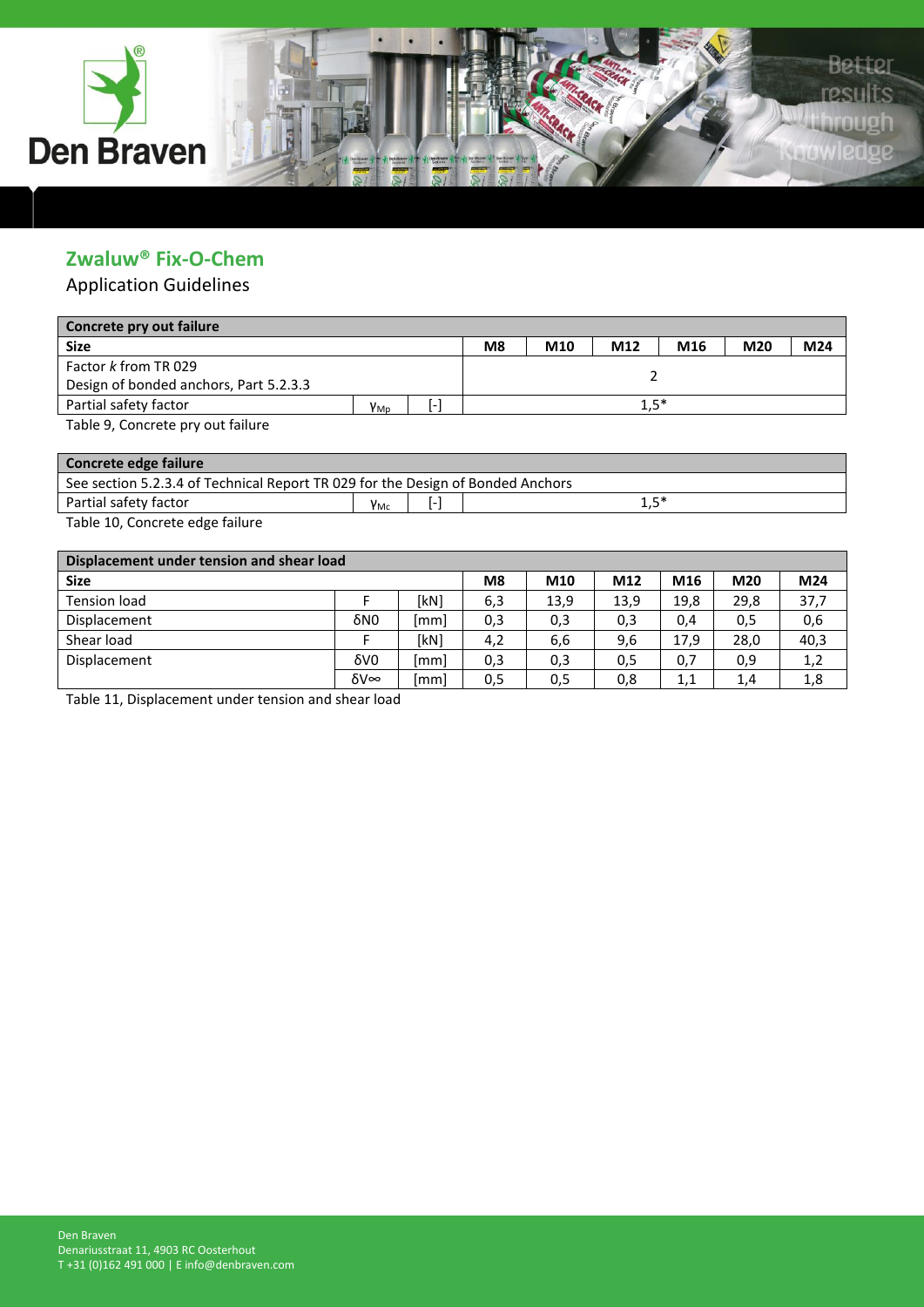## Zwaluw® Fix-O-Chem

Application Guidelines

| Concrete pry out failure | | | | | | | | |
|---|---|---|---|---|---|---|---|---|
| **Size** | | | **M8** | **M10** | **M12** | **M16** | **M20** | **M24** |
| Factor *k* from TR 029<br>Design of bonded anchors, Part 5.2.3.3 | | | 2 | | | | | |
| Partial safety factor | $\gamma_{Mp}$ | [-] | 1,5* | | | | | |

Table 9, Concrete pry out failure

| Concrete edge failure | | | |
|---|---|---|---|
| See section 5.2.3.4 of Technical Report TR 029 for the Design of Bonded Anchors | | | |
| Partial safety factor | $\gamma_{Mc}$ | [-] | 1,5* |

Table 10, Concrete edge failure

| Displacement under tension and shear load | | | | | | | | |
|---|---|---|---|---|---|---|---|---|
| **Size** | | | **M8** | **M10** | **M12** | **M16** | **M20** | **M24** |
| Tension load | F | [kN] | 6,3 | 13,9 | 13,9 | 19,8 | 29,8 | 37,7 |
| Displacement | $\delta N0$ | [mm] | 0,3 | 0,3 | 0,3 | 0,4 | 0,5 | 0,6 |
| Shear load | F | [kN] | 4,2 | 6,6 | 9,6 | 17,9 | 28,0 | 40,3 |
| Displacement | $\delta V0$ | [mm] | 0,3 | 0,3 | 0,5 | 0,7 | 0,9 | 1,2 |
| | $\delta V\infty$ | [mm] | 0,5 | 0,5 | 0,8 | 1,1 | 1,4 | 1,8 |

Table 11, Displacement under tension and shear load